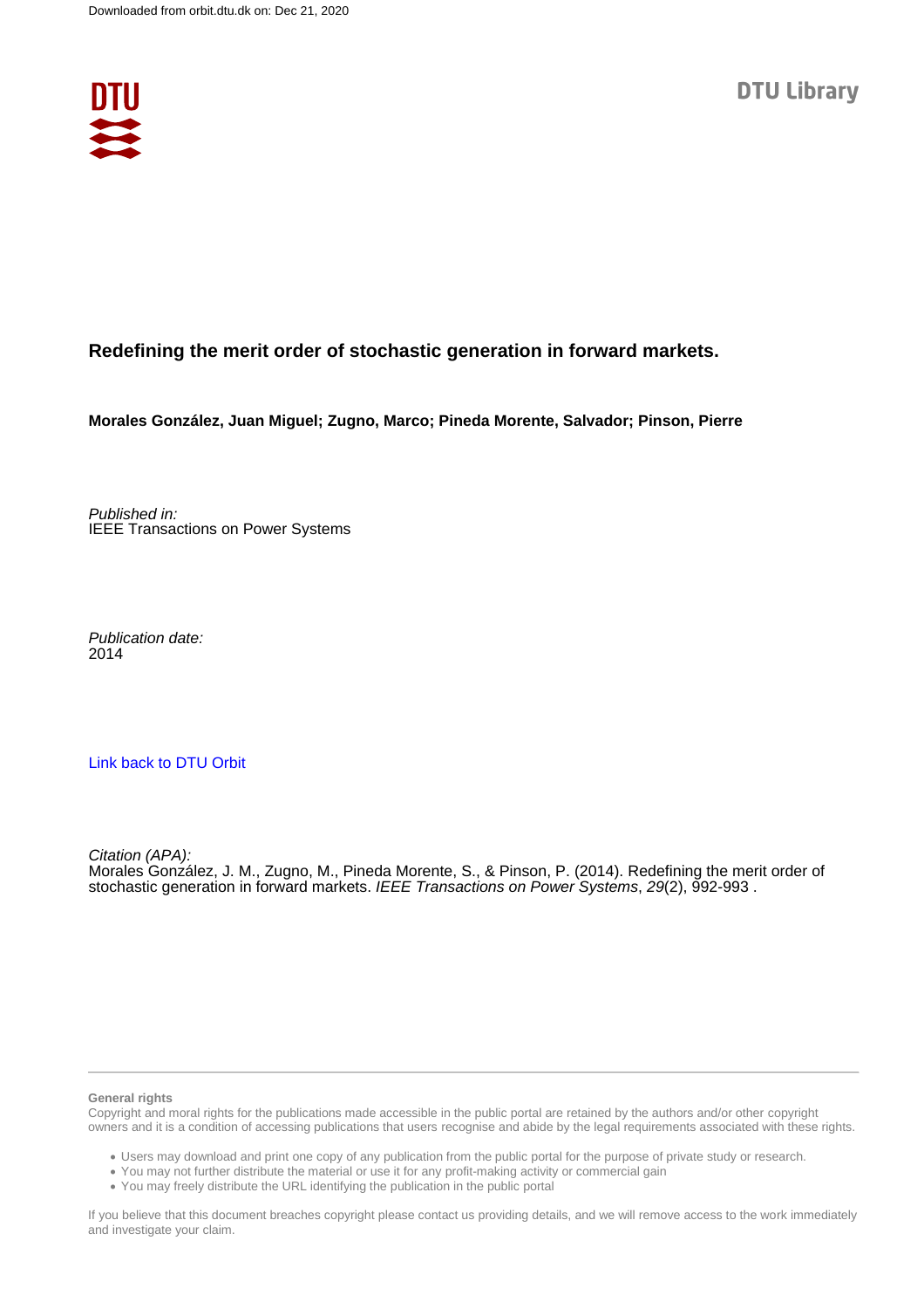Downloaded from orbit.dtu.dk on: Dec 21, 2020

DTU Library

# Redefining the merit order of stochastic generation in forward markets.

**Morales González, Juan Miguel; Zugno, Marco; Pineda Morente, Salvador; Pinson, Pierre**

*Published in:*
IEEE Transactions on Power Systems

*Publication date:*
2014

[Link back to DTU Orbit](https://orbit.dtu.dk)

*Citation (APA):*
Morales González, J. M., Zugno, M., Pineda Morente, S., & Pinson, P. (2014). Redefining the merit order of stochastic generation in forward markets. *IEEE Transactions on Power Systems*, *29*(2), 992-993 .

---

**General rights**

Copyright and moral rights for the publications made accessible in the public portal are retained by the authors and/or other copyright owners and it is a condition of accessing publications that users recognise and abide by the legal requirements associated with these rights.

- Users may download and print one copy of any publication from the public portal for the purpose of private study or research.
- You may not further distribute the material or use it for any profit-making activity or commercial gain
- You may freely distribute the URL identifying the publication in the public portal

If you believe that this document breaches copyright please contact us providing details, and we will remove access to the work immediately and investigate your claim.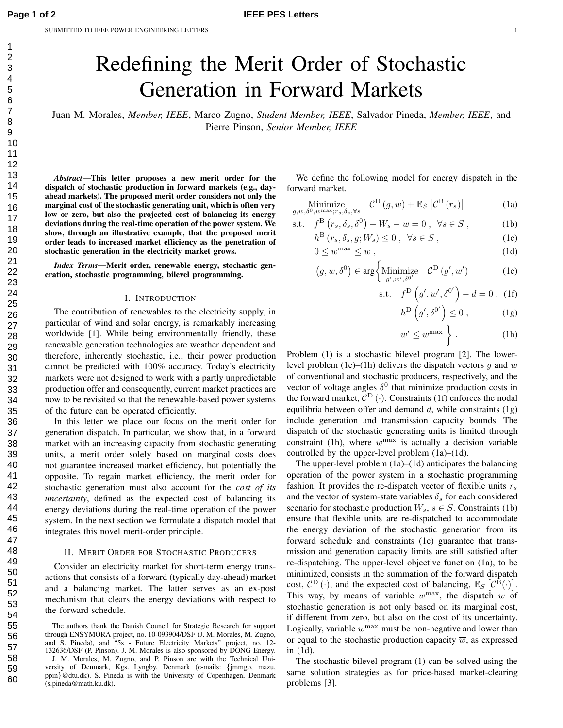# Redefining the Merit Order of Stochastic Generation in Forward Markets

Juan M. Morales, *Member, IEEE*, Marco Zugno, *Student Member, IEEE*, Salvador Pineda, *Member, IEEE*, and Pierre Pinson, *Senior Member, IEEE*

***Abstract*—This letter proposes a new merit order for the dispatch of stochastic production in forward markets (e.g., day-ahead markets). The proposed merit order considers not only the marginal cost of the stochastic generating unit, which is often very low or zero, but also the projected cost of balancing its energy deviations during the real-time operation of the power system. We show, through an illustrative example, that the proposed merit order leads to increased market efficiency as the penetration of stochastic generation in the electricity market grows.**

***Index Terms*—Merit order, renewable energy, stochastic generation, stochastic programming, bilevel programming.**

## I. Introduction

The contribution of renewables to the electricity supply, in particular of wind and solar energy, is remarkably increasing worldwide [1]. While being environmentally friendly, these renewable generation technologies are weather dependent and therefore, inherently stochastic, i.e., their power production cannot be predicted with 100% accuracy. Today's electricity markets were not designed to work with a partly unpredictable production offer and consequently, current market practices are now to be revisited so that the renewable-based power systems of the future can be operated efficiently.

In this letter we place our focus on the merit order for generation dispatch. In particular, we show that, in a forward market with an increasing capacity from stochastic generating units, a merit order solely based on marginal costs does not guarantee increased market efficiency, but potentially the opposite. To regain market efficiency, the merit order for stochastic generation must also account for the *cost of its uncertainty*, defined as the expected cost of balancing its energy deviations during the real-time operation of the power system. In the next section we formulate a dispatch model that integrates this novel merit-order principle.

## II. Merit Order for Stochastic Producers

Consider an electricity market for short-term energy transactions that consists of a forward (typically day-ahead) market and a balancing market. The latter serves as an ex-post mechanism that clears the energy deviations with respect to the forward schedule.

The authors thank the Danish Council for Strategic Research for support through ENSYMORA project, no. 10-093904/DSF (J. M. Morales, M. Zugno, and S. Pineda), and "5s - Future Electricity Markets" project, no. 12-132636/DSF (P. Pinson). J. M. Morales is also sponsored by DONG Energy.

J. M. Morales, M. Zugno, and P. Pinson are with the Technical University of Denmark, Kgs. Lyngby, Denmark (e-mails: {jmmgo, mazu, ppin}@dtu.dk). S. Pineda is with the University of Copenhagen, Denmark (s.pineda@math.ku.dk).

We define the following model for energy dispatch in the forward market.

$$\underset{g,w,\delta^0,w^{\max};r_s,\delta_s,\forall s}{\text{Minimize}} \quad \mathcal{C}^{\mathrm{D}}(g,w) + \mathbb{E}_S\left[\mathcal{C}^{\mathrm{B}}(r_s)\right] \tag{1a}$$

$$\text{s.t.} \quad f^{\mathrm{B}}\left(r_s,\delta_s,\delta^0\right) + W_s - w = 0\ , \ \ \forall s \in S\ , \tag{1b}$$

$$h^{\mathrm{B}}\left(r_s,\delta_s,g;W_s\right) \leq 0\ , \ \ \forall s \in S\ , \tag{1c}$$

$$0 \leq w^{\max} \leq \overline{w}\ , \tag{1d}$$

$$\left(g,w,\delta^0\right) \in \arg\left\{ \underset{g',w',\delta^{0'}}{\text{Minimize}} \quad \mathcal{C}^{\mathrm{D}}\left(g',w'\right) \right. \tag{1e}$$

$$\text{s.t.} \quad f^{\mathrm{D}}\left(g',w',\delta^{0'}\right) - d = 0\ , \tag{1f}$$

$$h^{\mathrm{D}}\left(g',\delta^{0'}\right) \leq 0\ , \tag{1g}$$

$$\left. w' \leq w^{\max} \right\}. \tag{1h}$$

Problem (1) is a stochastic bilevel program [2]. The lower-level problem (1e)–(1h) delivers the dispatch vectors $g$ and $w$ of conventional and stochastic producers, respectively, and the vector of voltage angles $\delta^0$ that minimize production costs in the forward market, $\mathcal{C}^{\mathrm{D}}(\cdot)$. Constraints (1f) enforces the nodal equilibria between offer and demand $d$, while constraints (1g) include generation and transmission capacity bounds. The dispatch of the stochastic generating units is limited through constraint (1h), where $w^{\max}$ is actually a decision variable controlled by the upper-level problem (1a)–(1d).

The upper-level problem (1a)–(1d) anticipates the balancing operation of the power system in a stochastic programming fashion. It provides the re-dispatch vector of flexible units $r_s$ and the vector of system-state variables $\delta_s$ for each considered scenario for stochastic production $W_s$, $s \in S$. Constraints (1b) ensure that flexible units are re-dispatched to accommodate the energy deviation of the stochastic generation from its forward schedule and constraints (1c) guarantee that transmission and generation capacity limits are still satisfied after re-dispatching. The upper-level objective function (1a), to be minimized, consists in the summation of the forward dispatch cost, $\mathcal{C}^{\mathrm{D}}(\cdot)$, and the expected cost of balancing, $\mathbb{E}_S\left[\mathcal{C}^{\mathrm{B}}(\cdot)\right]$. This way, by means of variable $w^{\max}$, the dispatch $w$ of stochastic generation is not only based on its marginal cost, if different from zero, but also on the cost of its uncertainty. Logically, variable $w^{\max}$ must be non-negative and lower than or equal to the stochastic production capacity $\overline{w}$, as expressed in (1d).

The stochastic bilevel program (1) can be solved using the same solution strategies as for price-based market-clearing problems [3].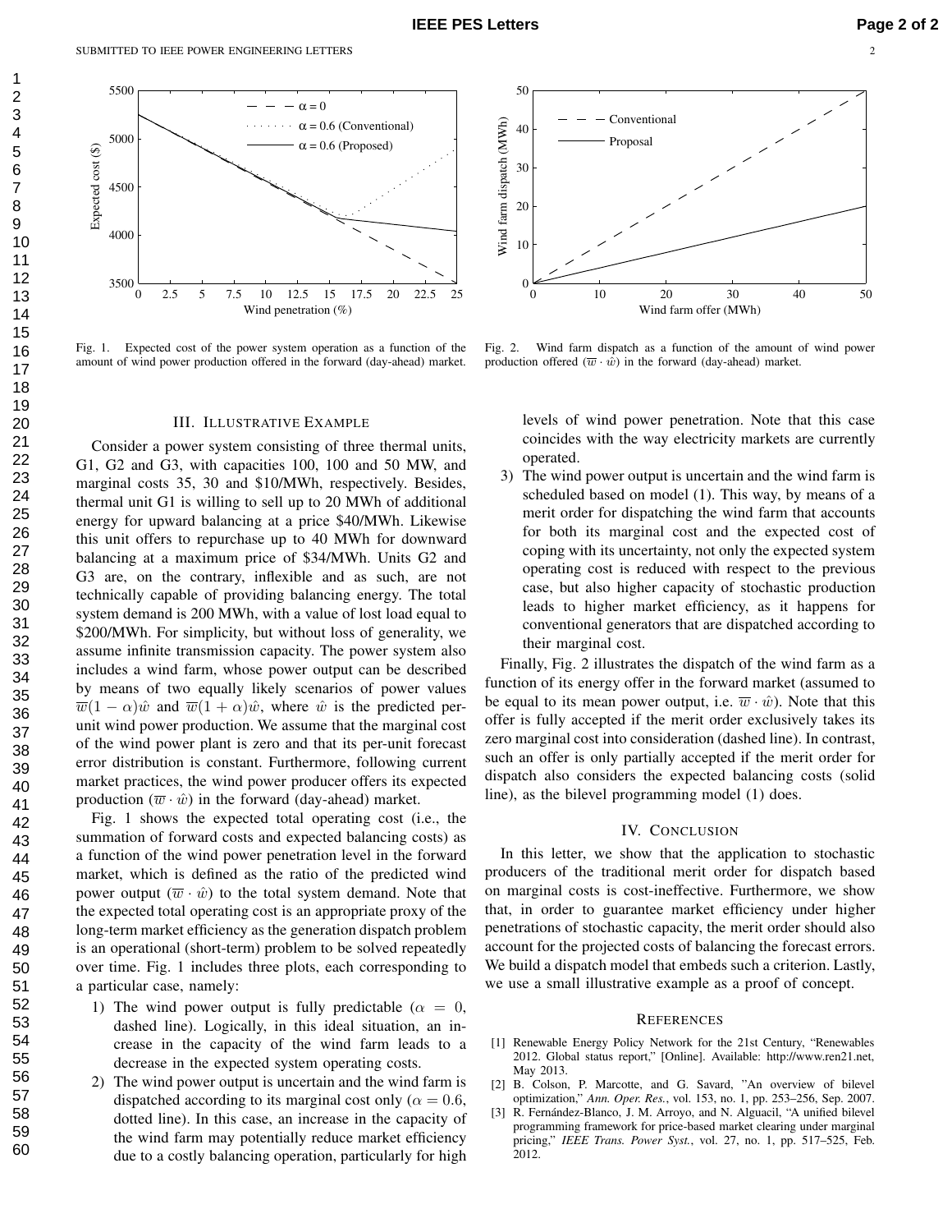5500
5000
4500
4000
3500

Expected cost ($)

0 2.5 5 7.5 10 12.5 15 17.5 20 22.5 25

Wind penetration (%)

$\alpha = 0$
$\alpha = 0.6$ (Conventional)
$\alpha = 0.6$ (Proposed)

Fig. 1. Expected cost of the power system operation as a function of the amount of wind power production offered in the forward (day-ahead) market.

50
40
30
20
10
0

Wind farm dispatch (MWh)

0 10 20 30 40 50

Wind farm offer (MWh)

Conventional
Proposal

Fig. 2. Wind farm dispatch as a function of the amount of wind power production offered ($\overline{w} \cdot \hat{w}$) in the forward (day-ahead) market.

## III. Illustrative Example

Consider a power system consisting of three thermal units, G1, G2 and G3, with capacities 100, 100 and 50 MW, and marginal costs 35, 30 and $10/MWh, respectively. Besides, thermal unit G1 is willing to sell up to 20 MWh of additional energy for upward balancing at a price $40/MWh. Likewise this unit offers to repurchase up to 40 MWh for downward balancing at a maximum price of $34/MWh. Units G2 and G3 are, on the contrary, inflexible and as such, are not technically capable of providing balancing energy. The total system demand is 200 MWh, with a value of lost load equal to $200/MWh. For simplicity, but without loss of generality, we assume infinite transmission capacity. The power system also includes a wind farm, whose power output can be described by means of two equally likely scenarios of power values $\overline{w}(1-\alpha)\hat{w}$ and $\overline{w}(1+\alpha)\hat{w}$, where $\hat{w}$ is the predicted per-unit wind power production. We assume that the marginal cost of the wind power plant is zero and that its per-unit forecast error distribution is constant. Furthermore, following current market practices, the wind power producer offers its expected production ($\overline{w} \cdot \hat{w}$) in the forward (day-ahead) market.

Fig. 1 shows the expected total operating cost (i.e., the summation of forward costs and expected balancing costs) as a function of the wind power penetration level in the forward market, which is defined as the ratio of the predicted wind power output ($\overline{w} \cdot \hat{w}$) to the total system demand. Note that the expected total operating cost is an appropriate proxy of the long-term market efficiency as the generation dispatch problem is an operational (short-term) problem to be solved repeatedly over time. Fig. 1 includes three plots, each corresponding to a particular case, namely:

1) The wind power output is fully predictable ($\alpha = 0$, dashed line). Logically, in this ideal situation, an increase in the capacity of the wind farm leads to a decrease in the expected system operating costs.
2) The wind power output is uncertain and the wind farm is dispatched according to its marginal cost only ($\alpha = 0.6$, dotted line). In this case, an increase in the capacity of the wind farm may potentially reduce market efficiency due to a costly balancing operation, particularly for high levels of wind power penetration. Note that this case coincides with the way electricity markets are currently operated.
3) The wind power output is uncertain and the wind farm is scheduled based on model (1). This way, by means of a merit order for dispatching the wind farm that accounts for both its marginal cost and the expected cost of coping with its uncertainty, not only the expected system operating cost is reduced with respect to the previous case, but also higher capacity of stochastic production leads to higher market efficiency, as it happens for conventional generators that are dispatched according to their marginal cost.

Finally, Fig. 2 illustrates the dispatch of the wind farm as a function of its energy offer in the forward market (assumed to be equal to its mean power output, i.e. $\overline{w} \cdot \hat{w}$). Note that this offer is fully accepted if the merit order exclusively takes its zero marginal cost into consideration (dashed line). In contrast, such an offer is only partially accepted if the merit order for dispatch also considers the expected balancing costs (solid line), as the bilevel programming model (1) does.

## IV. Conclusion

In this letter, we show that the application to stochastic producers of the traditional merit order for dispatch based on marginal costs is cost-ineffective. Furthermore, we show that, in order to guarantee market efficiency under higher penetrations of stochastic capacity, the merit order should also account for the projected costs of balancing the forecast errors. We build a dispatch model that embeds such a criterion. Lastly, we use a small illustrative example as a proof of concept.

## References

[1] Renewable Energy Policy Network for the 21st Century, "Renewables 2012. Global status report," [Online]. Available: http://www.ren21.net, May 2013.

[2] B. Colson, P. Marcotte, and G. Savard, "An overview of bilevel optimization," *Ann. Oper. Res.*, vol. 153, no. 1, pp. 253–256, Sep. 2007.

[3] R. Fernández-Blanco, J. M. Arroyo, and N. Alguacil, "A unified bilevel programming framework for price-based market clearing under marginal pricing," *IEEE Trans. Power Syst.*, vol. 27, no. 1, pp. 517–525, Feb. 2012.